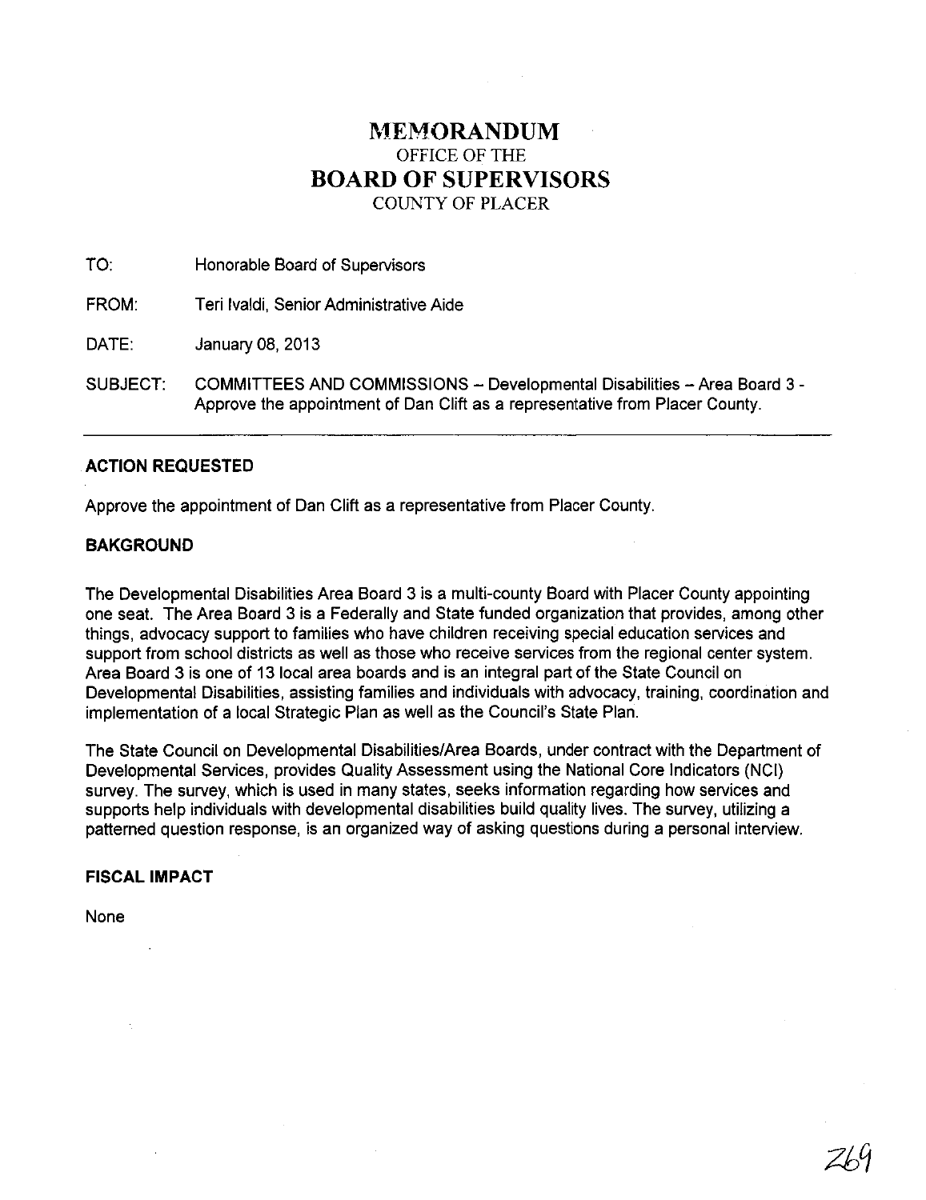# MEMORANDUM
## OFFICE OF THE
# BOARD OF SUPERVISORS
## COUNTY OF PLACER

TO: Honorable Board of Supervisors

FROM: Teri Ivaldi, Senior Administrative Aide

DATE: January 08, 2013

SUBJECT: COMMITTEES AND COMMISSIONS – Developmental Disabilities – Area Board 3 - Approve the appointment of Dan Clift as a representative from Placer County.

---

### ACTION REQUESTED

Approve the appointment of Dan Clift as a representative from Placer County.

### BAKGROUND

The Developmental Disabilities Area Board 3 is a multi-county Board with Placer County appointing one seat. The Area Board 3 is a Federally and State funded organization that provides, among other things, advocacy support to families who have children receiving special education services and support from school districts as well as those who receive services from the regional center system. Area Board 3 is one of 13 local area boards and is an integral part of the State Council on Developmental Disabilities, assisting families and individuals with advocacy, training, coordination and implementation of a local Strategic Plan as well as the Council's State Plan.

The State Council on Developmental Disabilities/Area Boards, under contract with the Department of Developmental Services, provides Quality Assessment using the National Core Indicators (NCI) survey. The survey, which is used in many states, seeks information regarding how services and supports help individuals with developmental disabilities build quality lives. The survey, utilizing a patterned question response, is an organized way of asking questions during a personal interview.

### FISCAL IMPACT

None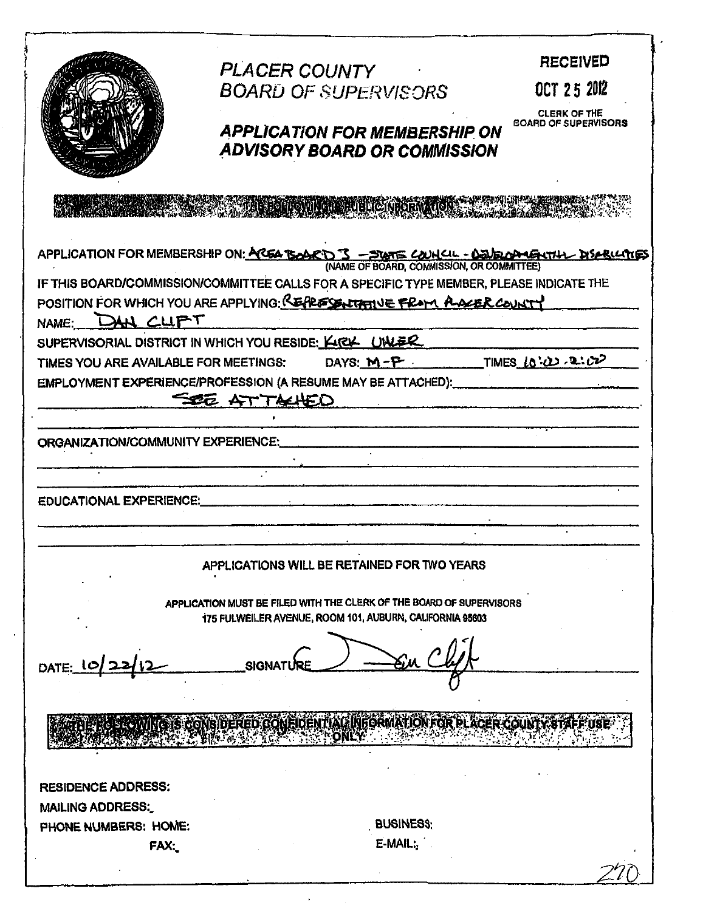# PLACER COUNTY BOARD OF SUPERVISORS

## APPLICATION FOR MEMBERSHIP ON ADVISORY BOARD OR COMMISSION

RECEIVED

OCT 25 2012

CLERK OF THE BOARD OF SUPERVISORS

**THE FOLLOWING IS PUBLIC INFORMATION**

APPLICATION FOR MEMBERSHIP ON: AREA BOARD 3 - STATE COUNCIL - DEVELOPMENTAL DISABILITIES
(NAME OF BOARD, COMMISSION, OR COMMITTEE)

IF THIS BOARD/COMMISSION/COMMITTEE CALLS FOR A SPECIFIC TYPE MEMBER, PLEASE INDICATE THE POSITION FOR WHICH YOU ARE APPLYING: REPRESENTATIVE FROM PLACER COUNTY

NAME: DAN CLIFT

SUPERVISORIAL DISTRICT IN WHICH YOU RESIDE: KIRK UHLER

TIMES YOU ARE AVAILABLE FOR MEETINGS: DAYS: M-F TIMES 10:00-2:00

EMPLOYMENT EXPERIENCE/PROFESSION (A RESUME MAY BE ATTACHED):
SEE ATTACHED

ORGANIZATION/COMMUNITY EXPERIENCE:

EDUCATIONAL EXPERIENCE:

APPLICATIONS WILL BE RETAINED FOR TWO YEARS

APPLICATION MUST BE FILED WITH THE CLERK OF THE BOARD OF SUPERVISORS
175 FULWEILER AVENUE, ROOM 101, AUBURN, CALIFORNIA 95603

DATE: 10/22/12 SIGNATURE Dan Clift

**THE FOLLOWING IS CONSIDERED CONFIDENTIAL INFORMATION FOR PLACER COUNTY STAFF USE ONLY**

RESIDENCE ADDRESS:

MAILING ADDRESS:

PHONE NUMBERS: HOME: BUSINESS:

FAX: E-MAIL: